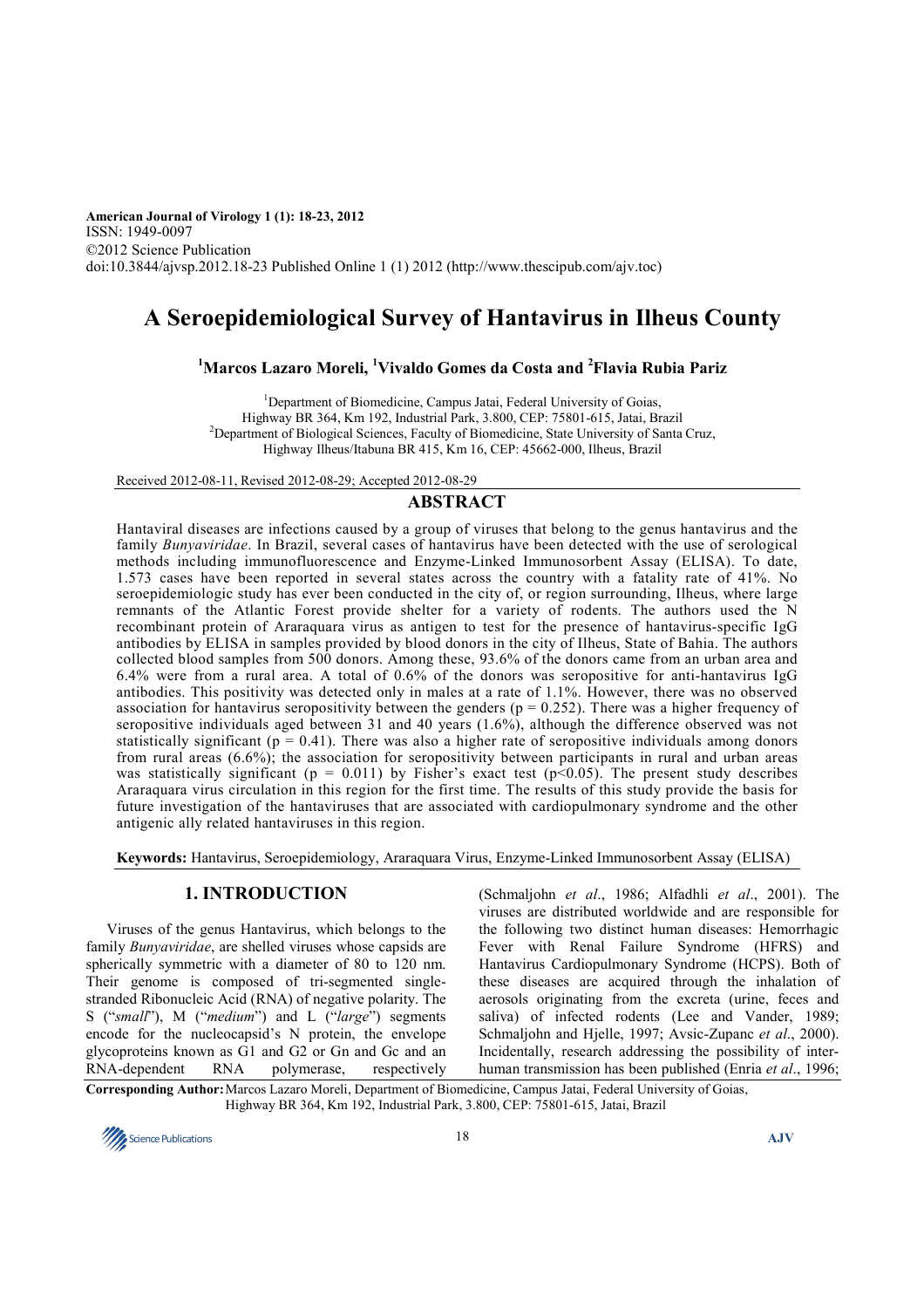American Journal of Virology 1 (1): 18-23, 2012
ISSN: 1949-0097
©2012 Science Publication
doi:10.3844/ajvsp.2012.18-23 Published Online 1 (1) 2012 (http://www.thescipub.com/ajv.toc)

# A Seroepidemiological Survey of Hantavirus in Ilheus County

**[1]Marcos Lazaro Moreli, [1]Vivaldo Gomes da Costa and [2]Flavia Rubia Pariz**

[1]Department of Biomedicine, Campus Jatai, Federal University of Goias,
Highway BR 364, Km 192, Industrial Park, 3.800, CEP: 75801-615, Jatai, Brazil
[2]Department of Biological Sciences, Faculty of Biomedicine, State University of Santa Cruz,
Highway Ilheus/Itabuna BR 415, Km 16, CEP: 45662-000, Ilheus, Brazil

Received 2012-08-11, Revised 2012-08-29; Accepted 2012-08-29

## ABSTRACT

Hantaviral diseases are infections caused by a group of viruses that belong to the genus hantavirus and the family *Bunyaviridae*. In Brazil, several cases of hantavirus have been detected with the use of serological methods including immunofluorescence and Enzyme-Linked Immunosorbent Assay (ELISA). To date, 1.573 cases have been reported in several states across the country with a fatality rate of 41%. No seroepidemiologic study has ever been conducted in the city of, or region surrounding, Ilheus, where large remnants of the Atlantic Forest provide shelter for a variety of rodents. The authors used the N recombinant protein of Araraquara virus as antigen to test for the presence of hantavirus-specific IgG antibodies by ELISA in samples provided by blood donors in the city of Ilheus, State of Bahia. The authors collected blood samples from 500 donors. Among these, 93.6% of the donors came from an urban area and 6.4% were from a rural area. A total of 0.6% of the donors was seropositive for anti-hantavirus IgG antibodies. This positivity was detected only in males at a rate of 1.1%. However, there was no observed association for hantavirus seropositivity between the genders ($p = 0.252$). There was a higher frequency of seropositive individuals aged between 31 and 40 years (1.6%), although the difference observed was not statistically significant ($p = 0.41$). There was also a higher rate of seropositive individuals among donors from rural areas (6.6%); the association for seropositivity between participants in rural and urban areas was statistically significant ($p = 0.011$) by Fisher's exact test ($p<0.05$). The present study describes Araraquara virus circulation in this region for the first time. The results of this study provide the basis for future investigation of the hantaviruses that are associated with cardiopulmonary syndrome and the other antigenic ally related hantaviruses in this region.

**Keywords:** Hantavirus, Seroepidemiology, Araraquara Virus, Enzyme-Linked Immunosorbent Assay (ELISA)

## 1. INTRODUCTION

Viruses of the genus Hantavirus, which belongs to the family *Bunyaviridae*, are shelled viruses whose capsids are spherically symmetric with a diameter of 80 to 120 nm. Their genome is composed of tri-segmented single-stranded Ribonucleic Acid (RNA) of negative polarity. The S ("*small*"), M ("*medium*") and L ("*large*") segments encode for the nucleocapsid's N protein, the envelope glycoproteins known as G1 and G2 or Gn and Gc and an RNA-dependent RNA polymerase, respectively (Schmaljohn *et al*., 1986; Alfadhli *et al*., 2001). The viruses are distributed worldwide and are responsible for the following two distinct human diseases: Hemorrhagic Fever with Renal Failure Syndrome (HFRS) and Hantavirus Cardiopulmonary Syndrome (HCPS). Both of these diseases are acquired through the inhalation of aerosols originating from the excreta (urine, feces and saliva) of infected rodents (Lee and Vander, 1989; Schmaljohn and Hjelle, 1997; Avsic-Zupanc *et al*., 2000). Incidentally, research addressing the possibility of inter-human transmission has been published (Enria *et al*., 1996;

**Corresponding Author:** Marcos Lazaro Moreli, Department of Biomedicine, Campus Jatai, Federal University of Goias, Highway BR 364, Km 192, Industrial Park, 3.800, CEP: 75801-615, Jatai, Brazil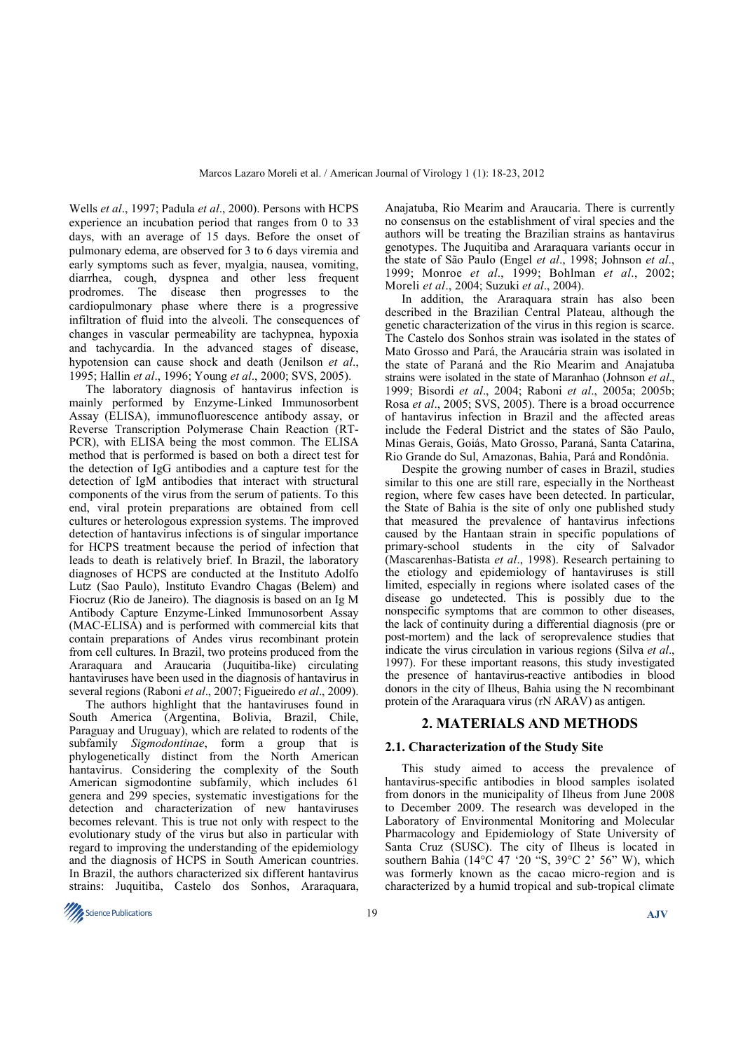Wells *et al*., 1997; Padula *et al*., 2000). Persons with HCPS experience an incubation period that ranges from 0 to 33 days, with an average of 15 days. Before the onset of pulmonary edema, are observed for 3 to 6 days viremia and early symptoms such as fever, myalgia, nausea, vomiting, diarrhea, cough, dyspnea and other less frequent prodromes. The disease then progresses to the cardiopulmonary phase where there is a progressive infiltration of fluid into the alveoli. The consequences of changes in vascular permeability are tachypnea, hypoxia and tachycardia. In the advanced stages of disease, hypotension can cause shock and death (Jenilson *et al*., 1995; Hallin *et al*., 1996; Young *et al*., 2000; SVS, 2005).

The laboratory diagnosis of hantavirus infection is mainly performed by Enzyme-Linked Immunosorbent Assay (ELISA), immunofluorescence antibody assay, or Reverse Transcription Polymerase Chain Reaction (RT-PCR), with ELISA being the most common. The ELISA method that is performed is based on both a direct test for the detection of IgG antibodies and a capture test for the detection of IgM antibodies that interact with structural components of the virus from the serum of patients. To this end, viral protein preparations are obtained from cell cultures or heterologous expression systems. The improved detection of hantavirus infections is of singular importance for HCPS treatment because the period of infection that leads to death is relatively brief. In Brazil, the laboratory diagnoses of HCPS are conducted at the Instituto Adolfo Lutz (Sao Paulo), Instituto Evandro Chagas (Belem) and Fiocruz (Rio de Janeiro). The diagnosis is based on an Ig M Antibody Capture Enzyme-Linked Immunosorbent Assay (MAC-ELISA) and is performed with commercial kits that contain preparations of Andes virus recombinant protein from cell cultures. In Brazil, two proteins produced from the Araraquara and Araucaria (Juquitiba-like) circulating hantaviruses have been used in the diagnosis of hantavirus in several regions (Raboni *et al*., 2007; Figueiredo *et al*., 2009).

The authors highlight that the hantaviruses found in South America (Argentina, Bolivia, Brazil, Chile, Paraguay and Uruguay), which are related to rodents of the subfamily *Sigmodontinae*, form a group that is phylogenetically distinct from the North American hantavirus. Considering the complexity of the South American sigmodontine subfamily, which includes 61 genera and 299 species, systematic investigations for the detection and characterization of new hantaviruses becomes relevant. This is true not only with respect to the evolutionary study of the virus but also in particular with regard to improving the understanding of the epidemiology and the diagnosis of HCPS in South American countries. In Brazil, the authors characterized six different hantavirus strains: Juquitiba, Castelo dos Sonhos, Araraquara, Anajatuba, Rio Mearim and Araucaria. There is currently no consensus on the establishment of viral species and the authors will be treating the Brazilian strains as hantavirus genotypes. The Juquitiba and Araraquara variants occur in the state of São Paulo (Engel *et al*., 1998; Johnson *et al*., 1999; Monroe *et al*., 1999; Bohlman *et al*., 2002; Moreli *et al*., 2004; Suzuki *et al*., 2004).

In addition, the Araraquara strain has also been described in the Brazilian Central Plateau, although the genetic characterization of the virus in this region is scarce. The Castelo dos Sonhos strain was isolated in the states of Mato Grosso and Pará, the Araucária strain was isolated in the state of Paraná and the Rio Mearim and Anajatuba strains were isolated in the state of Maranhao (Johnson *et al*., 1999; Bisordi *et al*., 2004; Raboni *et al*., 2005a; 2005b; Rosa *et al*., 2005; SVS, 2005). There is a broad occurrence of hantavirus infection in Brazil and the affected areas include the Federal District and the states of São Paulo, Minas Gerais, Goiás, Mato Grosso, Paraná, Santa Catarina, Rio Grande do Sul, Amazonas, Bahia, Pará and Rondônia.

Despite the growing number of cases in Brazil, studies similar to this one are still rare, especially in the Northeast region, where few cases have been detected. In particular, the State of Bahia is the site of only one published study that measured the prevalence of hantavirus infections caused by the Hantaan strain in specific populations of primary-school students in the city of Salvador (Mascarenhas-Batista *et al*., 1998). Research pertaining to the etiology and epidemiology of hantaviruses is still limited, especially in regions where isolated cases of the disease go undetected. This is possibly due to the nonspecific symptoms that are common to other diseases, the lack of continuity during a differential diagnosis (pre or post-mortem) and the lack of seroprevalence studies that indicate the virus circulation in various regions (Silva *et al*., 1997). For these important reasons, this study investigated the presence of hantavirus-reactive antibodies in blood donors in the city of Ilheus, Bahia using the N recombinant protein of the Araraquara virus (rN ARAV) as antigen.

## 2. MATERIALS AND METHODS

### 2.1. Characterization of the Study Site

This study aimed to access the prevalence of hantavirus-specific antibodies in blood samples isolated from donors in the municipality of Ilheus from June 2008 to December 2009. The research was developed in the Laboratory of Environmental Monitoring and Molecular Pharmacology and Epidemiology of State University of Santa Cruz (SUSC). The city of Ilheus is located in southern Bahia (14°C 47 '20 "S, 39°C 2' 56" W), which was formerly known as the cacao micro-region and is characterized by a humid tropical and sub-tropical climate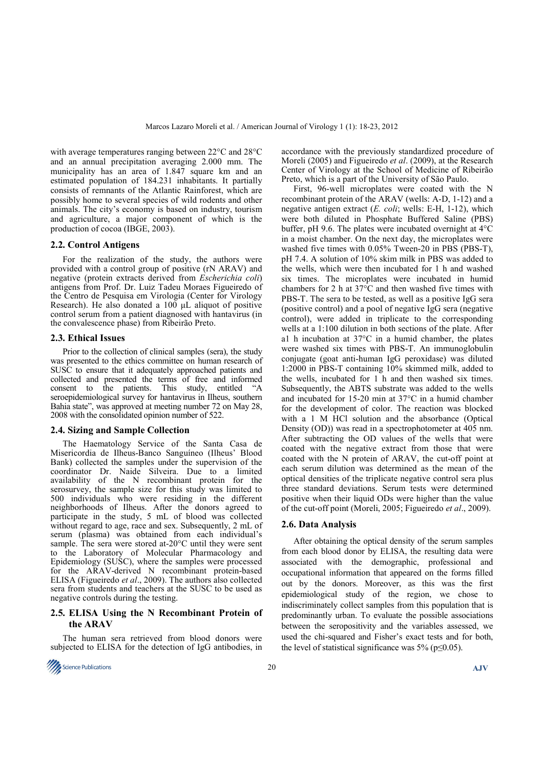with average temperatures ranging between 22°C and 28°C and an annual precipitation averaging 2.000 mm. The municipality has an area of 1.847 square km and an estimated population of 184.231 inhabitants. It partially consists of remnants of the Atlantic Rainforest, which are possibly home to several species of wild rodents and other animals. The city's economy is based on industry, tourism and agriculture, a major component of which is the production of cocoa (IBGE, 2003).

### 2.2. Control Antigens

For the realization of the study, the authors were provided with a control group of positive (rN ARAV) and negative (protein extracts derived from *Escherichia coli*) antigens from Prof. Dr. Luiz Tadeu Moraes Figueiredo of the Centro de Pesquisa em Virologia (Center for Virology Research). He also donated a 100 µL aliquot of positive control serum from a patient diagnosed with hantavirus (in the convalescence phase) from Ribeirão Preto.

### 2.3. Ethical Issues

Prior to the collection of clinical samples (sera), the study was presented to the ethics committee on human research of SUSC to ensure that it adequately approached patients and collected and presented the terms of free and informed consent to the patients. This study, entitled "A seroepidemiological survey for hantavirus in Ilheus, southern Bahia state", was approved at meeting number 72 on May 28, 2008 with the consolidated opinion number of 522.

### 2.4. Sizing and Sample Collection

The Haematology Service of the Santa Casa de Misericordia de Ilheus-Banco Sanguíneo (Ilheus' Blood Bank) collected the samples under the supervision of the coordinator Dr. Naide Silveira. Due to a limited availability of the N recombinant protein for the serosurvey, the sample size for this study was limited to 500 individuals who were residing in the different neighborhoods of Ilheus. After the donors agreed to participate in the study, 5 mL of blood was collected without regard to age, race and sex. Subsequently, 2 mL of serum (plasma) was obtained from each individual's sample. The sera were stored at-20°C until they were sent to the Laboratory of Molecular Pharmacology and Epidemiology (SUSC), where the samples were processed for the ARAV-derived N recombinant protein-based ELISA (Figueiredo *et al*., 2009). The authors also collected sera from students and teachers at the SUSC to be used as negative controls during the testing.

### 2.5. ELISA Using the N Recombinant Protein of the ARAV

The human sera retrieved from blood donors were subjected to ELISA for the detection of IgG antibodies, in accordance with the previously standardized procedure of Moreli (2005) and Figueiredo *et al*. (2009), at the Research Center of Virology at the School of Medicine of Ribeirão Preto, which is a part of the University of São Paulo.

First, 96-well microplates were coated with the N recombinant protein of the ARAV (wells: A-D, 1-12) and a negative antigen extract (*E. coli*; wells: E-H, 1-12), which were both diluted in Phosphate Buffered Saline (PBS) buffer, pH 9.6. The plates were incubated overnight at 4°C in a moist chamber. On the next day, the microplates were washed five times with 0.05% Tween-20 in PBS (PBS-T), pH 7.4. A solution of 10% skim milk in PBS was added to the wells, which were then incubated for 1 h and washed six times. The microplates were incubated in humid chambers for 2 h at 37°C and then washed five times with PBS-T. The sera to be tested, as well as a positive IgG sera (positive control) and a pool of negative IgG sera (negative control), were added in triplicate to the corresponding wells at a 1:100 dilution in both sections of the plate. After a1 h incubation at 37°C in a humid chamber, the plates were washed six times with PBS-T. An immunoglobulin conjugate (goat anti-human IgG peroxidase) was diluted 1:2000 in PBS-T containing 10% skimmed milk, added to the wells, incubated for 1 h and then washed six times. Subsequently, the ABTS substrate was added to the wells and incubated for 15-20 min at 37°C in a humid chamber for the development of color. The reaction was blocked with a 1 M HCl solution and the absorbance (Optical Density (OD)) was read in a spectrophotometer at 405 nm. After subtracting the OD values of the wells that were coated with the negative extract from those that were coated with the N protein of ARAV, the cut-off point at each serum dilution was determined as the mean of the optical densities of the triplicate negative control sera plus three standard deviations. Serum tests were determined positive when their liquid ODs were higher than the value of the cut-off point (Moreli, 2005; Figueiredo *et al*., 2009).

### 2.6. Data Analysis

After obtaining the optical density of the serum samples from each blood donor by ELISA, the resulting data were associated with the demographic, professional and occupational information that appeared on the forms filled out by the donors. Moreover, as this was the first epidemiological study of the region, we chose to indiscriminately collect samples from this population that is predominantly urban. To evaluate the possible associations between the seropositivity and the variables assessed, we used the chi-squared and Fisher's exact tests and for both, the level of statistical significance was 5% ($p \leq 0.05$).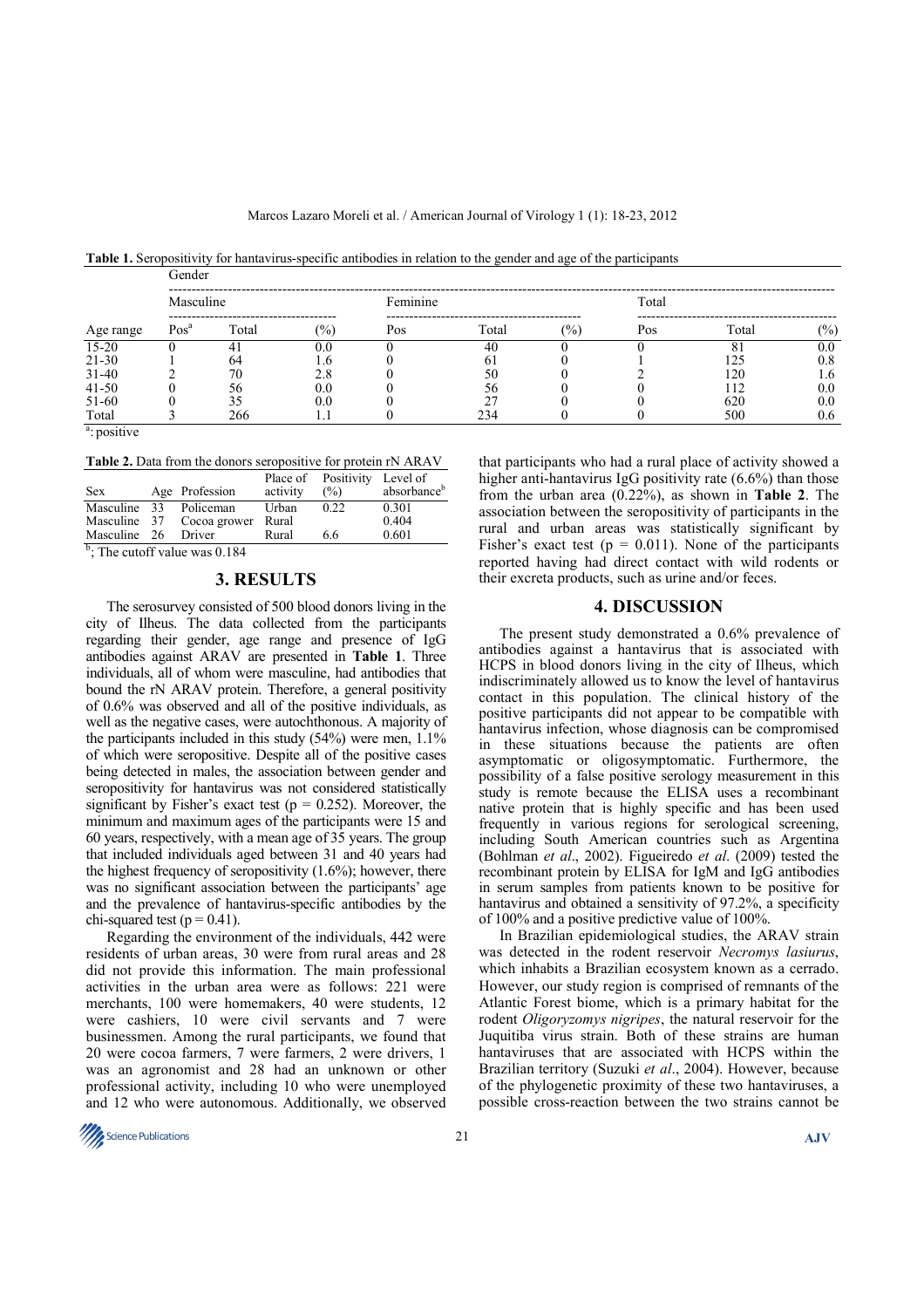**Table 1.** Seropositivity for hantavirus-specific antibodies in relation to the gender and age of the participants

| | Gender | | | | | | | | |
|---|---|---|---|---|---|---|---|---|---|
| | Masculine | | | Feminine | | | Total | | |
| Age range | Pos[a] | Total | (%) | Pos | Total | (%) | Pos | Total | (%) |
| 15-20 | 0 | 41 | 0.0 | 0 | 40 | 0 | 0 | 81 | 0.0 |
| 21-30 | 1 | 64 | 1.6 | 0 | 61 | 0 | 1 | 125 | 0.8 |
| 31-40 | 2 | 70 | 2.8 | 0 | 50 | 0 | 2 | 120 | 1.6 |
| 41-50 | 0 | 56 | 0.0 | 0 | 56 | 0 | 0 | 112 | 0.0 |
| 51-60 | 0 | 35 | 0.0 | 0 | 27 | 0 | 0 | 620 | 0.0 |
| Total | 3 | 266 | 1.1 | 0 | 234 | 0 | 0 | 500 | 0.6 |

[a]: positive

**Table 2.** Data from the donors seropositive for protein rN ARAV

| Sex | Age | Profession | Place of activity | Positivity (%) | Level of absorbance[b] |
|---|---|---|---|---|---|
| Masculine | 33 | Policeman | Urban | 0.22 | 0.301 |
| Masculine | 37 | Cocoa grower | Rural | | 0.404 |
| Masculine | 26 | Driver | Rural | 6.6 | 0.601 |

[b]; The cutoff value was 0.184

## 3. RESULTS

The serosurvey consisted of 500 blood donors living in the city of Ilheus. The data collected from the participants regarding their gender, age range and presence of IgG antibodies against ARAV are presented in **Table 1**. Three individuals, all of whom were masculine, had antibodies that bound the rN ARAV protein. Therefore, a general positivity of 0.6% was observed and all of the positive individuals, as well as the negative cases, were autochthonous. A majority of the participants included in this study (54%) were men, 1.1% of which were seropositive. Despite all of the positive cases being detected in males, the association between gender and seropositivity for hantavirus was not considered statistically significant by Fisher's exact test ($p = 0.252$). Moreover, the minimum and maximum ages of the participants were 15 and 60 years, respectively, with a mean age of 35 years. The group that included individuals aged between 31 and 40 years had the highest frequency of seropositivity (1.6%); however, there was no significant association between the participants' age and the prevalence of hantavirus-specific antibodies by the chi-squared test ($p = 0.41$).

Regarding the environment of the individuals, 442 were residents of urban areas, 30 were from rural areas and 28 did not provide this information. The main professional activities in the urban area were as follows: 221 were merchants, 100 were homemakers, 40 were students, 12 were cashiers, 10 were civil servants and 7 were businessmen. Among the rural participants, we found that 20 were cocoa farmers, 7 were farmers, 2 were drivers, 1 was an agronomist and 28 had an unknown or other professional activity, including 10 who were unemployed and 12 who were autonomous. Additionally, we observed that participants who had a rural place of activity showed a higher anti-hantavirus IgG positivity rate (6.6%) than those from the urban area (0.22%), as shown in **Table 2**. The association between the seropositivity of participants in the rural and urban areas was statistically significant by Fisher's exact test ($p = 0.011$). None of the participants reported having had direct contact with wild rodents or their excreta products, such as urine and/or feces.

## 4. DISCUSSION

The present study demonstrated a 0.6% prevalence of antibodies against a hantavirus that is associated with HCPS in blood donors living in the city of Ilheus, which indiscriminately allowed us to know the level of hantavirus contact in this population. The clinical history of the positive participants did not appear to be compatible with hantavirus infection, whose diagnosis can be compromised in these situations because the patients are often asymptomatic or oligosymptomatic. Furthermore, the possibility of a false positive serology measurement in this study is remote because the ELISA uses a recombinant native protein that is highly specific and has been used frequently in various regions for serological screening, including South American countries such as Argentina (Bohlman *et al*., 2002). Figueiredo *et al*. (2009) tested the recombinant protein by ELISA for IgM and IgG antibodies in serum samples from patients known to be positive for hantavirus and obtained a sensitivity of 97.2%, a specificity of 100% and a positive predictive value of 100%.

In Brazilian epidemiological studies, the ARAV strain was detected in the rodent reservoir *Necromys lasiurus*, which inhabits a Brazilian ecosystem known as a cerrado. However, our study region is comprised of remnants of the Atlantic Forest biome, which is a primary habitat for the rodent *Oligoryzomys nigripes*, the natural reservoir for the Juquitiba virus strain. Both of these strains are human hantaviruses that are associated with HCPS within the Brazilian territory (Suzuki *et al*., 2004). However, because of the phylogenetic proximity of these two hantaviruses, a possible cross-reaction between the two strains cannot be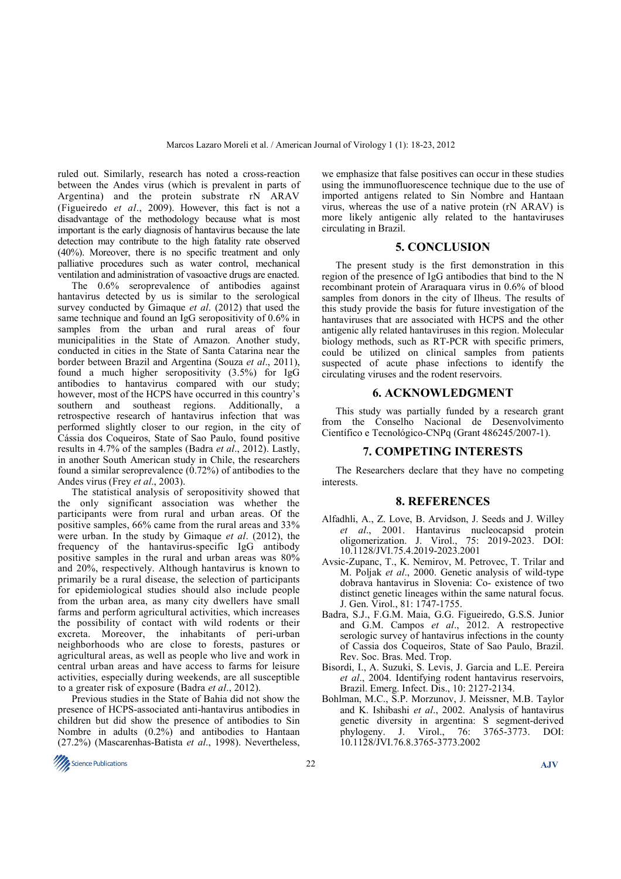ruled out. Similarly, research has noted a cross-reaction between the Andes virus (which is prevalent in parts of Argentina) and the protein substrate rN ARAV (Figueiredo *et al*., 2009). However, this fact is not a disadvantage of the methodology because what is most important is the early diagnosis of hantavirus because the late detection may contribute to the high fatality rate observed (40%). Moreover, there is no specific treatment and only palliative procedures such as water control, mechanical ventilation and administration of vasoactive drugs are enacted.

The 0.6% seroprevalence of antibodies against hantavirus detected by us is similar to the serological survey conducted by Gimaque *et al*. (2012) that used the same technique and found an IgG seropositivity of 0.6% in samples from the urban and rural areas of four municipalities in the State of Amazon. Another study, conducted in cities in the State of Santa Catarina near the border between Brazil and Argentina (Souza *et al*., 2011), found a much higher seropositivity (3.5%) for IgG antibodies to hantavirus compared with our study; however, most of the HCPS have occurred in this country's southern and southeast regions. Additionally, a retrospective research of hantavirus infection that was performed slightly closer to our region, in the city of Cássia dos Coqueiros, State of Sao Paulo, found positive results in 4.7% of the samples (Badra *et al*., 2012). Lastly, in another South American study in Chile, the researchers found a similar seroprevalence (0.72%) of antibodies to the Andes virus (Frey *et al*., 2003).

The statistical analysis of seropositivity showed that the only significant association was whether the participants were from rural and urban areas. Of the positive samples, 66% came from the rural areas and 33% were urban. In the study by Gimaque *et al*. (2012), the frequency of the hantavirus-specific IgG antibody positive samples in the rural and urban areas was 80% and 20%, respectively. Although hantavirus is known to primarily be a rural disease, the selection of participants for epidemiological studies should also include people from the urban area, as many city dwellers have small farms and perform agricultural activities, which increases the possibility of contact with wild rodents or their excreta. Moreover, the inhabitants of peri-urban neighborhoods who are close to forests, pastures or agricultural areas, as well as people who live and work in central urban areas and have access to farms for leisure activities, especially during weekends, are all susceptible to a greater risk of exposure (Badra *et al*., 2012).

Previous studies in the State of Bahia did not show the presence of HCPS-associated anti-hantavirus antibodies in children but did show the presence of antibodies to Sin Nombre in adults (0.2%) and antibodies to Hantaan (27.2%) (Mascarenhas-Batista *et al*., 1998). Nevertheless, we emphasize that false positives can occur in these studies using the immunofluorescence technique due to the use of imported antigens related to Sin Nombre and Hantaan virus, whereas the use of a native protein (rN ARAV) is more likely antigenic ally related to the hantaviruses circulating in Brazil.

## 5. CONCLUSION

The present study is the first demonstration in this region of the presence of IgG antibodies that bind to the N recombinant protein of Araraquara virus in 0.6% of blood samples from donors in the city of Ilheus. The results of this study provide the basis for future investigation of the hantaviruses that are associated with HCPS and the other antigenic ally related hantaviruses in this region. Molecular biology methods, such as RT-PCR with specific primers, could be utilized on clinical samples from patients suspected of acute phase infections to identify the circulating viruses and the rodent reservoirs.

## 6. ACKNOWLEDGMENT

This study was partially funded by a research grant from the Conselho Nacional de Desenvolvimento Científico e Tecnológico-CNPq (Grant 486245/2007-1).

## 7. COMPETING INTERESTS

The Researchers declare that they have no competing interests.

## 8. REFERENCES

Alfadhli, A., Z. Love, B. Arvidson, J. Seeds and J. Willey *et al*., 2001. Hantavirus nucleocapsid protein oligomerization. J. Virol., 75: 2019-2023. DOI: 10.1128/JVI.75.4.2019-2023.2001

Avsic-Zupanc, T., K. Nemirov, M. Petrovec, T. Trilar and M. Poljak *et al*., 2000. Genetic analysis of wild-type dobrava hantavirus in Slovenia: Co- existence of two distinct genetic lineages within the same natural focus. J. Gen. Virol., 81: 1747-1755.

Badra, S.J., F.G.M. Maia, G.G. Figueiredo, G.S.S. Junior and G.M. Campos *et al*., 2012. A restropective serologic survey of hantavirus infections in the county of Cassia dos Coqueiros, State of Sao Paulo, Brazil. Rev. Soc. Bras. Med. Trop.

Bisordi, I., A. Suzuki, S. Levis, J. Garcia and L.E. Pereira *et al*., 2004. Identifying rodent hantavirus reservoirs, Brazil. Emerg. Infect. Dis., 10: 2127-2134.

Bohlman, M.C., S.P. Morzunov, J. Meissner, M.B. Taylor and K. Ishibashi *et al*., 2002. Analysis of hantavirus genetic diversity in argentina: S segment-derived phylogeny. J. Virol., 76: 3765-3773. DOI: 10.1128/JVI.76.8.3765-3773.2002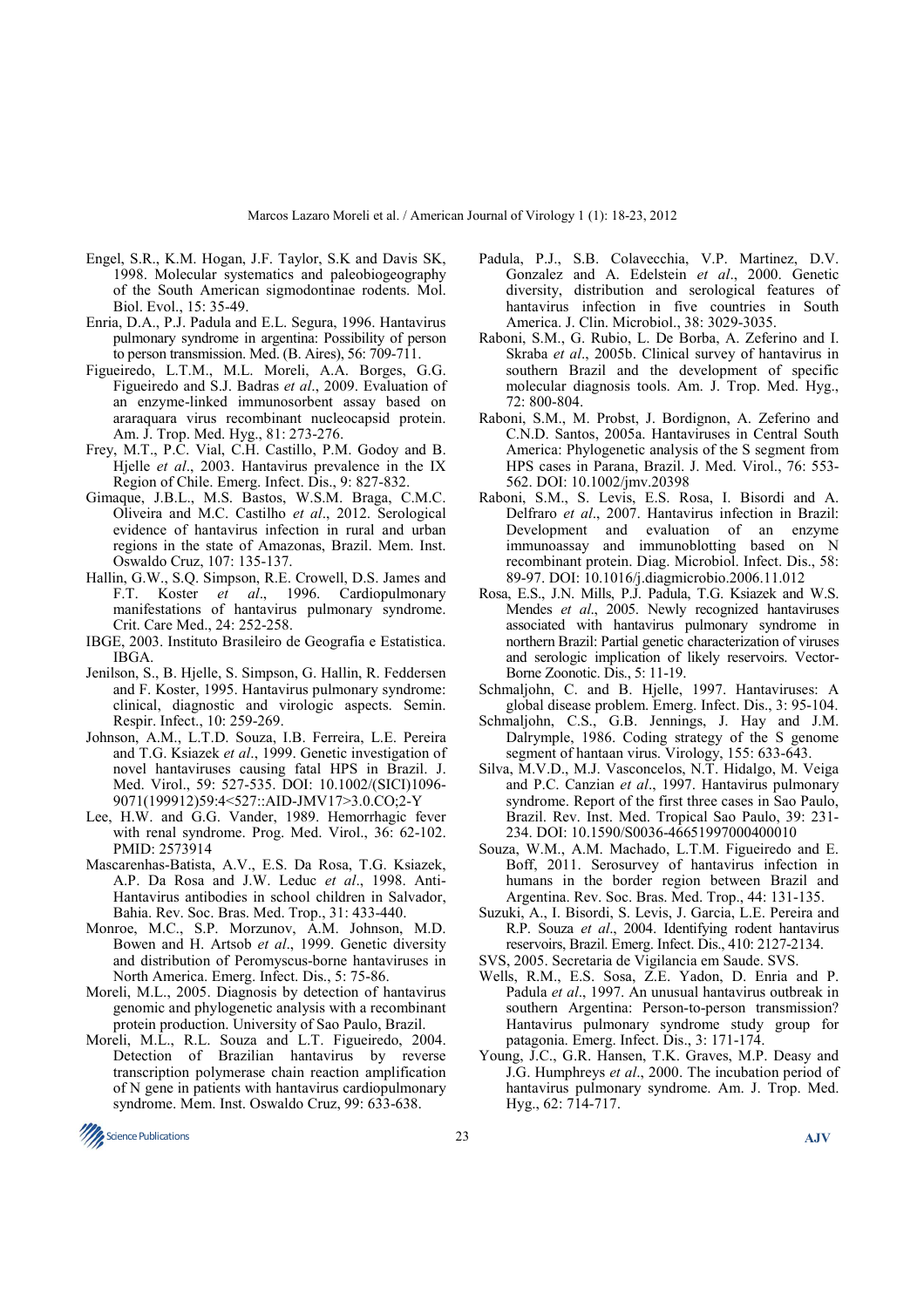Engel, S.R., K.M. Hogan, J.F. Taylor, S.K and Davis SK, 1998. Molecular systematics and paleobiogeography of the South American sigmodontinae rodents. Mol. Biol. Evol., 15: 35-49.

Enria, D.A., P.J. Padula and E.L. Segura, 1996. Hantavirus pulmonary syndrome in argentina: Possibility of person to person transmission. Med. (B. Aires), 56: 709-711.

Figueiredo, L.T.M., M.L. Moreli, A.A. Borges, G.G. Figueiredo and S.J. Badras *et al*., 2009. Evaluation of an enzyme-linked immunosorbent assay based on araraquara virus recombinant nucleocapsid protein. Am. J. Trop. Med. Hyg., 81: 273-276.

Frey, M.T., P.C. Vial, C.H. Castillo, P.M. Godoy and B. Hjelle *et al*., 2003. Hantavirus prevalence in the IX Region of Chile. Emerg. Infect. Dis., 9: 827-832.

Gimaque, J.B.L., M.S. Bastos, W.S.M. Braga, C.M.C. Oliveira and M.C. Castilho *et al*., 2012. Serological evidence of hantavirus infection in rural and urban regions in the state of Amazonas, Brazil. Mem. Inst. Oswaldo Cruz, 107: 135-137.

Hallin, G.W., S.Q. Simpson, R.E. Crowell, D.S. James and F.T. Koster *et al*., 1996. Cardiopulmonary manifestations of hantavirus pulmonary syndrome. Crit. Care Med., 24: 252-258.

IBGE, 2003. Instituto Brasileiro de Geografia e Estatistica. IBGA.

Jenilson, S., B. Hjelle, S. Simpson, G. Hallin, R. Feddersen and F. Koster, 1995. Hantavirus pulmonary syndrome: clinical, diagnostic and virologic aspects. Semin. Respir. Infect., 10: 259-269.

Johnson, A.M., L.T.D. Souza, I.B. Ferreira, L.E. Pereira and T.G. Ksiazek *et al*., 1999. Genetic investigation of novel hantaviruses causing fatal HPS in Brazil. J. Med. Virol., 59: 527-535. DOI: 10.1002/(SICI)1096-9071(199912)59:4<527::AID-JMV17>3.0.CO;2-Y

Lee, H.W. and G.G. Vander, 1989. Hemorrhagic fever with renal syndrome. Prog. Med. Virol., 36: 62-102. PMID: 2573914

Mascarenhas-Batista, A.V., E.S. Da Rosa, T.G. Ksiazek, A.P. Da Rosa and J.W. Leduc *et al*., 1998. Anti-Hantavirus antibodies in school children in Salvador, Bahia. Rev. Soc. Bras. Med. Trop., 31: 433-440.

Monroe, M.C., S.P. Morzunov, A.M. Johnson, M.D. Bowen and H. Artsob *et al*., 1999. Genetic diversity and distribution of Peromyscus-borne hantaviruses in North America. Emerg. Infect. Dis., 5: 75-86.

Moreli, M.L., 2005. Diagnosis by detection of hantavirus genomic and phylogenetic analysis with a recombinant protein production. University of Sao Paulo, Brazil.

Moreli, M.L., R.L. Souza and L.T. Figueiredo, 2004. Detection of Brazilian hantavirus by reverse transcription polymerase chain reaction amplification of N gene in patients with hantavirus cardiopulmonary syndrome. Mem. Inst. Oswaldo Cruz, 99: 633-638.

Padula, P.J., S.B. Colavecchia, V.P. Martinez, D.V. Gonzalez and A. Edelstein *et al*., 2000. Genetic diversity, distribution and serological features of hantavirus infection in five countries in South America. J. Clin. Microbiol., 38: 3029-3035.

Raboni, S.M., G. Rubio, L. De Borba, A. Zeferino and I. Skraba *et al*., 2005b. Clinical survey of hantavirus in southern Brazil and the development of specific molecular diagnosis tools. Am. J. Trop. Med. Hyg., 72: 800-804.

Raboni, S.M., M. Probst, J. Bordignon, A. Zeferino and C.N.D. Santos, 2005a. Hantaviruses in Central South America: Phylogenetic analysis of the S segment from HPS cases in Parana, Brazil. J. Med. Virol., 76: 553-562. DOI: 10.1002/jmv.20398

Raboni, S.M., S. Levis, E.S. Rosa, I. Bisordi and A. Delfraro *et al*., 2007. Hantavirus infection in Brazil: Development and evaluation of an enzyme immunoassay and immunoblotting based on N recombinant protein. Diag. Microbiol. Infect. Dis., 58: 89-97. DOI: 10.1016/j.diagmicrobio.2006.11.012

Rosa, E.S., J.N. Mills, P.J. Padula, T.G. Ksiazek and W.S. Mendes *et al*., 2005. Newly recognized hantaviruses associated with hantavirus pulmonary syndrome in northern Brazil: Partial genetic characterization of viruses and serologic implication of likely reservoirs. Vector-Borne Zoonotic. Dis., 5: 11-19.

Schmaljohn, C. and B. Hjelle, 1997. Hantaviruses: A global disease problem. Emerg. Infect. Dis., 3: 95-104.

Schmaljohn, C.S., G.B. Jennings, J. Hay and J.M. Dalrymple, 1986. Coding strategy of the S genome segment of hantaan virus. Virology, 155: 633-643.

Silva, M.V.D., M.J. Vasconcelos, N.T. Hidalgo, M. Veiga and P.C. Canzian *et al*., 1997. Hantavirus pulmonary syndrome. Report of the first three cases in Sao Paulo, Brazil. Rev. Inst. Med. Tropical Sao Paulo, 39: 231-234. DOI: 10.1590/S0036-46651997000400010

Souza, W.M., A.M. Machado, L.T.M. Figueiredo and E. Boff, 2011. Serosurvey of hantavirus infection in humans in the border region between Brazil and Argentina. Rev. Soc. Bras. Med. Trop., 44: 131-135.

Suzuki, A., I. Bisordi, S. Levis, J. Garcia, L.E. Pereira and R.P. Souza *et al*., 2004. Identifying rodent hantavirus reservoirs, Brazil. Emerg. Infect. Dis., 410: 2127-2134.

SVS, 2005. Secretaria de Vigilancia em Saude. SVS.

Wells, R.M., E.S. Sosa, Z.E. Yadon, D. Enria and P. Padula *et al*., 1997. An unusual hantavirus outbreak in southern Argentina: Person-to-person transmission? Hantavirus pulmonary syndrome study group for patagonia. Emerg. Infect. Dis., 3: 171-174.

Young, J.C., G.R. Hansen, T.K. Graves, M.P. Deasy and J.G. Humphreys *et al*., 2000. The incubation period of hantavirus pulmonary syndrome. Am. J. Trop. Med. Hyg., 62: 714-717.